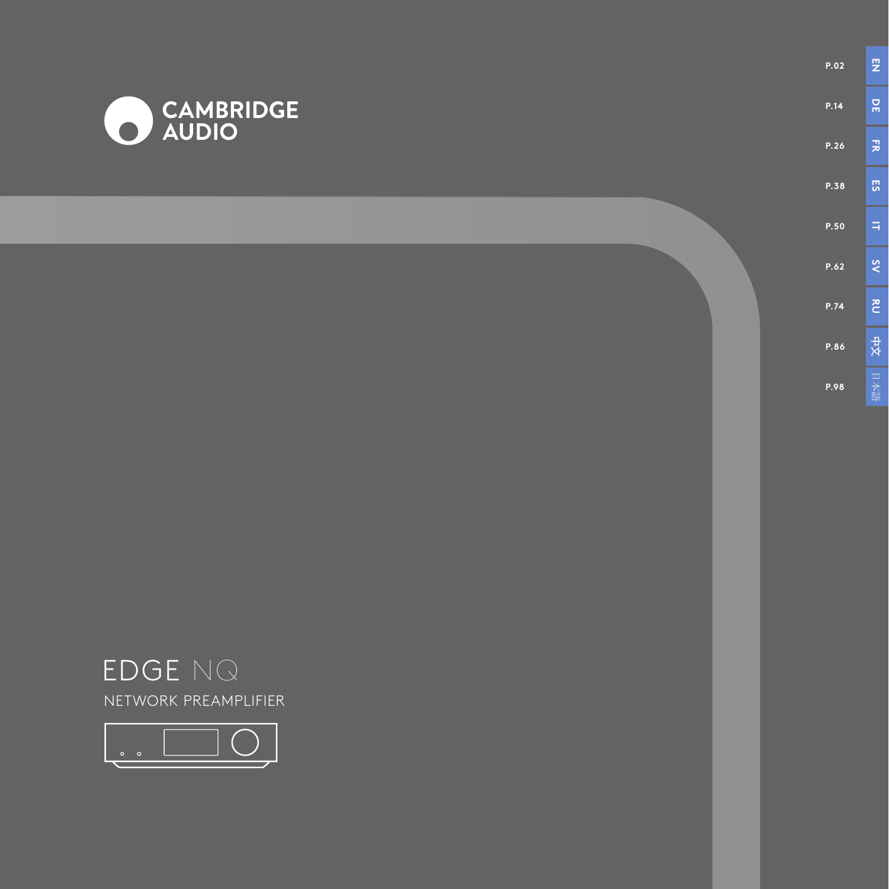CAMBRIDGE AUDIO

# EDGE NQ

NETWORK PREAMPLIFIER

| | |
|---|---|
| EN | P.02 |
| DE | P.14 |
| FR | P.26 |
| ES | P.38 |
| IT | P.50 |
| SV | P.62 |
| RU | P.74 |
| 中文 | P.86 |
| 日本語 | P.98 |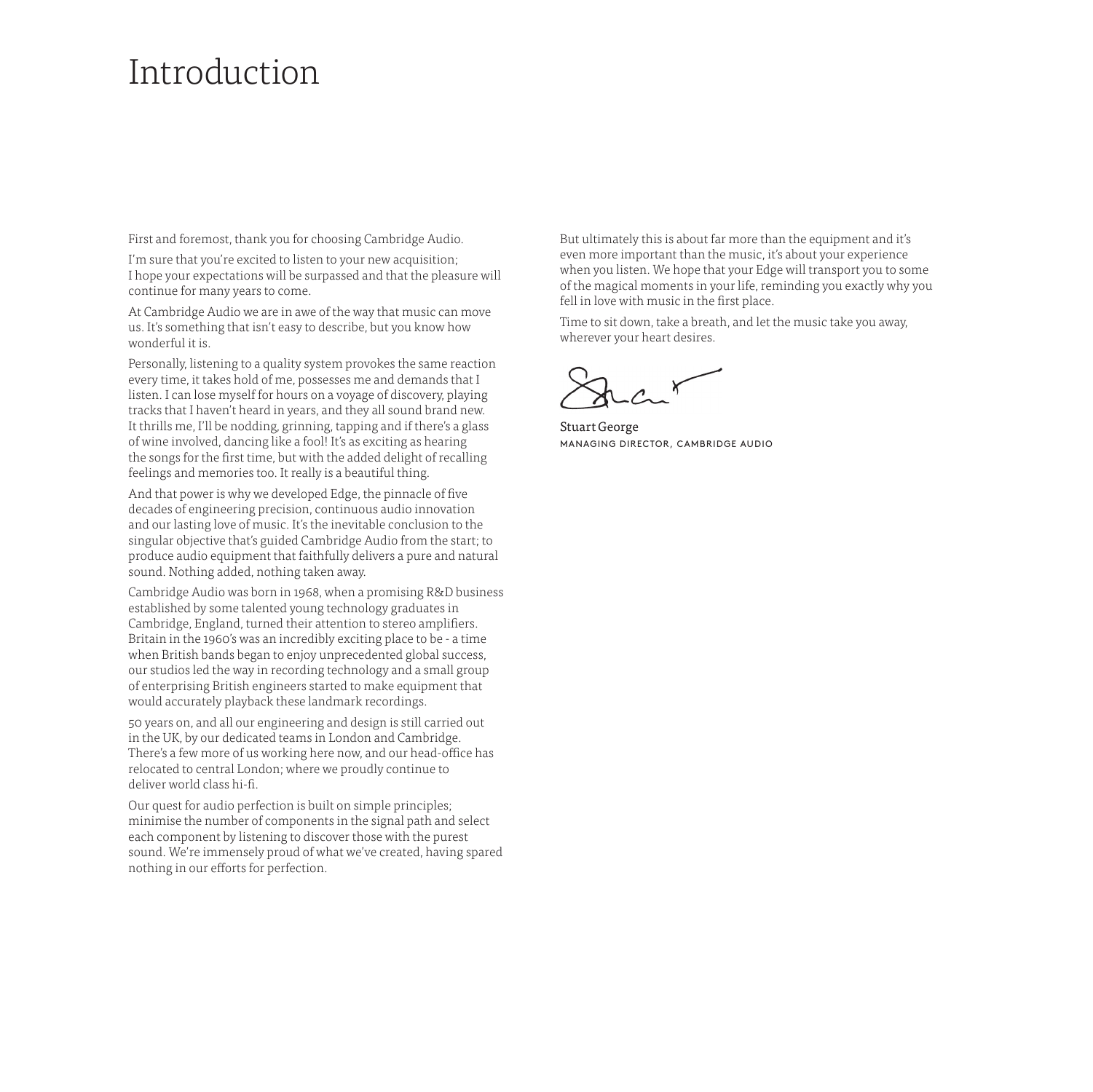# Introduction

First and foremost, thank you for choosing Cambridge Audio.

I'm sure that you're excited to listen to your new acquisition; I hope your expectations will be surpassed and that the pleasure will continue for many years to come.

At Cambridge Audio we are in awe of the way that music can move us. It's something that isn't easy to describe, but you know how wonderful it is.

Personally, listening to a quality system provokes the same reaction every time, it takes hold of me, possesses me and demands that I listen. I can lose myself for hours on a voyage of discovery, playing tracks that I haven't heard in years, and they all sound brand new. It thrills me, I'll be nodding, grinning, tapping and if there's a glass of wine involved, dancing like a fool! It's as exciting as hearing the songs for the first time, but with the added delight of recalling feelings and memories too. It really is a beautiful thing.

And that power is why we developed Edge, the pinnacle of five decades of engineering precision, continuous audio innovation and our lasting love of music. It's the inevitable conclusion to the singular objective that's guided Cambridge Audio from the start; to produce audio equipment that faithfully delivers a pure and natural sound. Nothing added, nothing taken away.

Cambridge Audio was born in 1968, when a promising R&D business established by some talented young technology graduates in Cambridge, England, turned their attention to stereo amplifiers. Britain in the 1960's was an incredibly exciting place to be - a time when British bands began to enjoy unprecedented global success, our studios led the way in recording technology and a small group of enterprising British engineers started to make equipment that would accurately playback these landmark recordings.

50 years on, and all our engineering and design is still carried out in the UK, by our dedicated teams in London and Cambridge. There's a few more of us working here now, and our head-office has relocated to central London; where we proudly continue to deliver world class hi-fi.

Our quest for audio perfection is built on simple principles; minimise the number of components in the signal path and select each component by listening to discover those with the purest sound. We're immensely proud of what we've created, having spared nothing in our efforts for perfection.

But ultimately this is about far more than the equipment and it's even more important than the music, it's about your experience when you listen. We hope that your Edge will transport you to some of the magical moments in your life, reminding you exactly why you fell in love with music in the first place.

Time to sit down, take a breath, and let the music take you away, wherever your heart desires.

Stuart George
MANAGING DIRECTOR, CAMBRIDGE AUDIO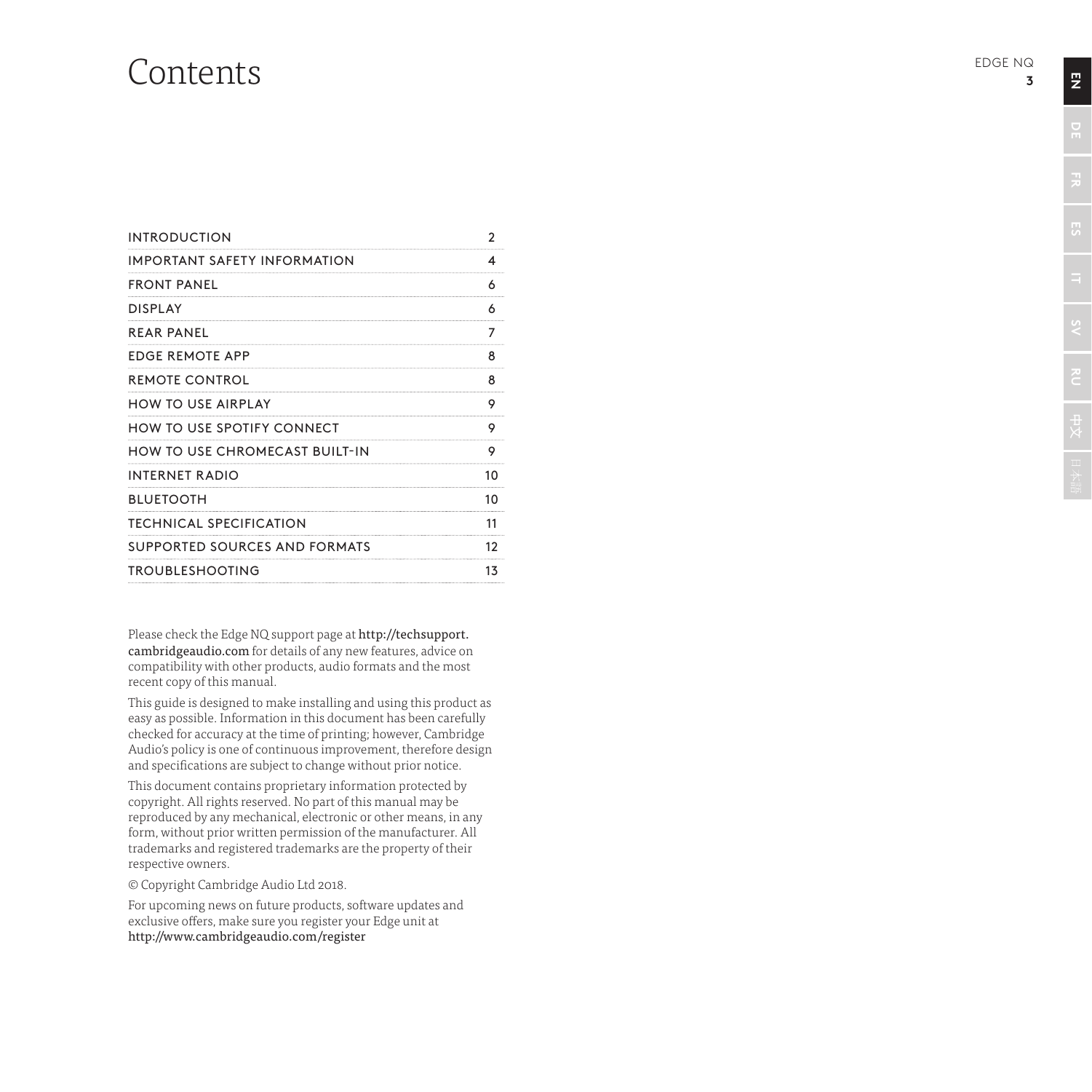# Contents

| | |
|---|---|
| INTRODUCTION | 2 |
| IMPORTANT SAFETY INFORMATION | 4 |
| FRONT PANEL | 6 |
| DISPLAY | 6 |
| REAR PANEL | 7 |
| EDGE REMOTE APP | 8 |
| REMOTE CONTROL | 8 |
| HOW TO USE AIRPLAY | 9 |
| HOW TO USE SPOTIFY CONNECT | 9 |
| HOW TO USE CHROMECAST BUILT-IN | 9 |
| INTERNET RADIO | 10 |
| BLUETOOTH | 10 |
| TECHNICAL SPECIFICATION | 11 |
| SUPPORTED SOURCES AND FORMATS | 12 |
| TROUBLESHOOTING | 13 |

Please check the Edge NQ support page at http://techsupport.cambridgeaudio.com for details of any new features, advice on compatibility with other products, audio formats and the most recent copy of this manual.

This guide is designed to make installing and using this product as easy as possible. Information in this document has been carefully checked for accuracy at the time of printing; however, Cambridge Audio's policy is one of continuous improvement, therefore design and specifications are subject to change without prior notice.

This document contains proprietary information protected by copyright. All rights reserved. No part of this manual may be reproduced by any mechanical, electronic or other means, in any form, without prior written permission of the manufacturer. All trademarks and registered trademarks are the property of their respective owners.

© Copyright Cambridge Audio Ltd 2018.

For upcoming news on future products, software updates and exclusive offers, make sure you register your Edge unit at http://www.cambridgeaudio.com/register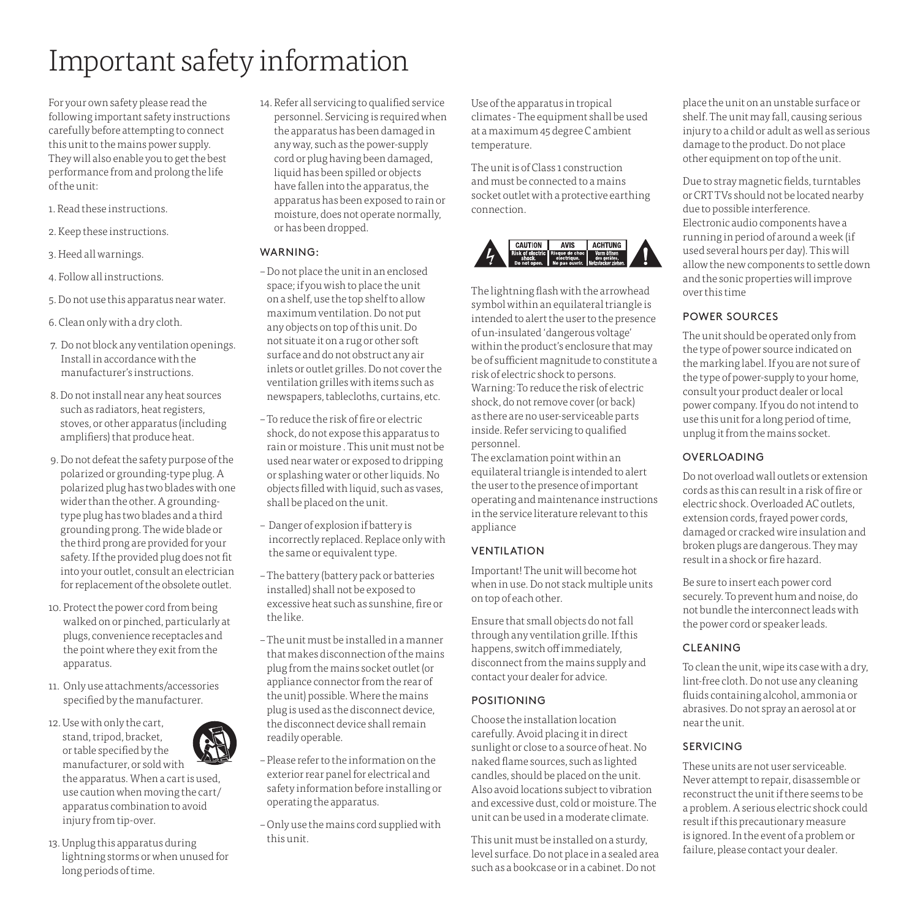# Important safety information

For your own safety please read the following important safety instructions carefully before attempting to connect this unit to the mains power supply. They will also enable you to get the best performance from and prolong the life of the unit:

1. Read these instructions.
2. Keep these instructions.
3. Heed all warnings.
4. Follow all instructions.
5. Do not use this apparatus near water.
6. Clean only with a dry cloth.
7. Do not block any ventilation openings. Install in accordance with the manufacturer's instructions.
8. Do not install near any heat sources such as radiators, heat registers, stoves, or other apparatus (including amplifiers) that produce heat.
9. Do not defeat the safety purpose of the polarized or grounding-type plug. A polarized plug has two blades with one wider than the other. A grounding-type plug has two blades and a third grounding prong. The wide blade or the third prong are provided for your safety. If the provided plug does not fit into your outlet, consult an electrician for replacement of the obsolete outlet.
10. Protect the power cord from being walked on or pinched, particularly at plugs, convenience receptacles and the point where they exit from the apparatus.
11. Only use attachments/accessories specified by the manufacturer.
12. Use with only the cart, stand, tripod, bracket, or table specified by the manufacturer, or sold with the apparatus. When a cart is used, use caution when moving the cart/apparatus combination to avoid injury from tip-over.
13. Unplug this apparatus during lightning storms or when unused for long periods of time.
14. Refer all servicing to qualified service personnel. Servicing is required when the apparatus has been damaged in any way, such as the power-supply cord or plug having been damaged, liquid has been spilled or objects have fallen into the apparatus, the apparatus has been exposed to rain or moisture, does not operate normally, or has been dropped.

### WARNING:

- Do not place the unit in an enclosed space; if you wish to place the unit on a shelf, use the top shelf to allow maximum ventilation. Do not put any objects on top of this unit. Do not situate it on a rug or other soft surface and do not obstruct any air inlets or outlet grilles. Do not cover the ventilation grilles with items such as newspapers, tablecloths, curtains, etc.
- To reduce the risk of fire or electric shock, do not expose this apparatus to rain or moisture . This unit must not be used near water or exposed to dripping or splashing water or other liquids. No objects filled with liquid, such as vases, shall be placed on the unit.
- Danger of explosion if battery is incorrectly replaced. Replace only with the same or equivalent type.
- The battery (battery pack or batteries installed) shall not be exposed to excessive heat such as sunshine, fire or the like.
- The unit must be installed in a manner that makes disconnection of the mains plug from the mains socket outlet (or appliance connector from the rear of the unit) possible. Where the mains plug is used as the disconnect device, the disconnect device shall remain readily operable.
- Please refer to the information on the exterior rear panel for electrical and safety information before installing or operating the apparatus.
- Only use the mains cord supplied with this unit.

Use of the apparatus in tropical climates - The equipment shall be used at a maximum 45 degree C ambient temperature.

The unit is of Class 1 construction and must be connected to a mains socket outlet with a protective earthing connection.

CAUTION Risk of electric shock. Do not open. | AVIS Risque de choc electrique. Ne pas ouvrir. | ACHTUNG Vorm öffnen des gerätes, Netzstecker ziehen.

The lightning flash with the arrowhead symbol within an equilateral triangle is intended to alert the user to the presence of un-insulated 'dangerous voltage' within the product's enclosure that may be of sufficient magnitude to constitute a risk of electric shock to persons.
Warning: To reduce the risk of electric shock, do not remove cover (or back) as there are no user-serviceable parts inside. Refer servicing to qualified personnel.
The exclamation point within an equilateral triangle is intended to alert the user to the presence of important operating and maintenance instructions in the service literature relevant to this appliance

### VENTILATION

Important! The unit will become hot when in use. Do not stack multiple units on top of each other.

Ensure that small objects do not fall through any ventilation grille. If this happens, switch off immediately, disconnect from the mains supply and contact your dealer for advice.

### POSITIONING

Choose the installation location carefully. Avoid placing it in direct sunlight or close to a source of heat. No naked flame sources, such as lighted candles, should be placed on the unit. Also avoid locations subject to vibration and excessive dust, cold or moisture. The unit can be used in a moderate climate.

This unit must be installed on a sturdy, level surface. Do not place in a sealed area such as a bookcase or in a cabinet. Do not place the unit on an unstable surface or shelf. The unit may fall, causing serious injury to a child or adult as well as serious damage to the product. Do not place other equipment on top of the unit.

Due to stray magnetic fields, turntables or CRT TVs should not be located nearby due to possible interference.
Electronic audio components have a running in period of around a week (if used several hours per day). This will allow the new components to settle down and the sonic properties will improve over this time

### POWER SOURCES

The unit should be operated only from the type of power source indicated on the marking label. If you are not sure of the type of power-supply to your home, consult your product dealer or local power company. If you do not intend to use this unit for a long period of time, unplug it from the mains socket.

### OVERLOADING

Do not overload wall outlets or extension cords as this can result in a risk of fire or electric shock. Overloaded AC outlets, extension cords, frayed power cords, damaged or cracked wire insulation and broken plugs are dangerous. They may result in a shock or fire hazard.

Be sure to insert each power cord securely. To prevent hum and noise, do not bundle the interconnect leads with the power cord or speaker leads.

### CLEANING

To clean the unit, wipe its case with a dry, lint-free cloth. Do not use any cleaning fluids containing alcohol, ammonia or abrasives. Do not spray an aerosol at or near the unit.

### SERVICING

These units are not user serviceable. Never attempt to repair, disassemble or reconstruct the unit if there seems to be a problem. A serious electric shock could result if this precautionary measure is ignored. In the event of a problem or failure, please contact your dealer.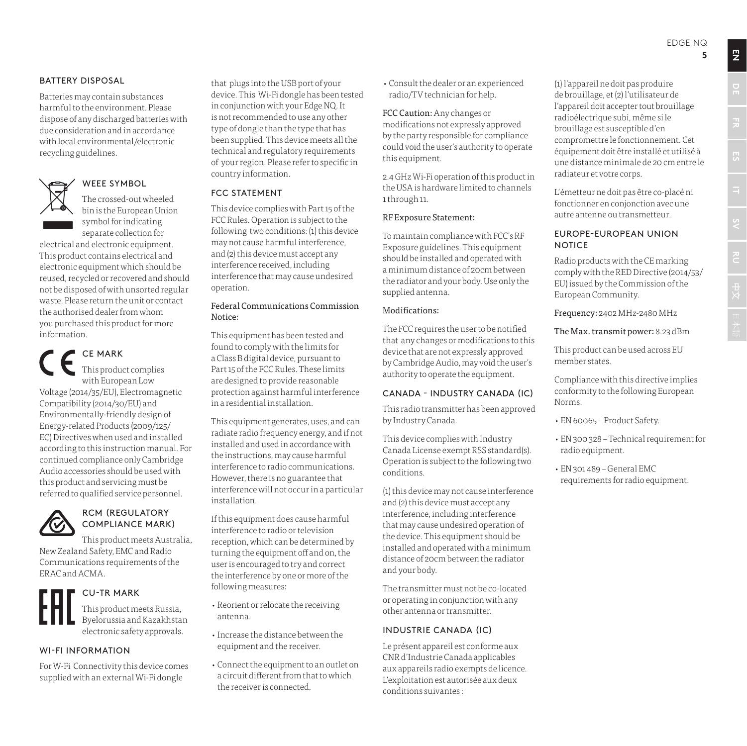## BATTERY DISPOSAL

Batteries may contain substances harmful to the environment. Please dispose of any discharged batteries with due consideration and in accordance with local environmental/electronic recycling guidelines.

## WEEE SYMBOL

The crossed-out wheeled bin is the European Union symbol for indicating separate collection for electrical and electronic equipment. This product contains electrical and electronic equipment which should be reused, recycled or recovered and should not be disposed of with unsorted regular waste. Please return the unit or contact the authorised dealer from whom you purchased this product for more information.

## CE MARK

This product complies with European Low Voltage (2014/35/EU), Electromagnetic Compatibility (2014/30/EU) and Environmentally-friendly design of Energy-related Products (2009/125/EC) Directives when used and installed according to this instruction manual. For continued compliance only Cambridge Audio accessories should be used with this product and servicing must be referred to qualified service personnel.

## RCM (REGULATORY COMPLIANCE MARK)

This product meets Australia, New Zealand Safety, EMC and Radio Communications requirements of the ERAC and ACMA.

## CU-TR MARK

This product meets Russia, Byelorussia and Kazakhstan electronic safety approvals.

## WI-FI INFORMATION

For W-Fi Connectivity this device comes supplied with an external Wi-Fi dongle that plugs into the USB port of your device. This Wi-Fi dongle has been tested in conjunction with your Edge NQ. It is not recommended to use any other type of dongle than the type that has been supplied. This device meets all the technical and regulatory requirements of your region. Please refer to specific in country information.

## FCC STATEMENT

This device complies with Part 15 of the FCC Rules. Operation is subject to the following two conditions: (1) this device may not cause harmful interference, and (2) this device must accept any interference received, including interference that may cause undesired operation.

### Federal Communications Commission Notice:

This equipment has been tested and found to comply with the limits for a Class B digital device, pursuant to Part 15 of the FCC Rules. These limits are designed to provide reasonable protection against harmful interference in a residential installation.

This equipment generates, uses, and can radiate radio frequency energy, and if not installed and used in accordance with the instructions, may cause harmful interference to radio communications. However, there is no guarantee that interference will not occur in a particular installation.

If this equipment does cause harmful interference to radio or television reception, which can be determined by turning the equipment off and on, the user is encouraged to try and correct the interference by one or more of the following measures:

- Reorient or relocate the receiving antenna.
- Increase the distance between the equipment and the receiver.
- Connect the equipment to an outlet on a circuit different from that to which the receiver is connected.
- Consult the dealer or an experienced radio/TV technician for help.

FCC Caution: Any changes or modifications not expressly approved by the party responsible for compliance could void the user's authority to operate this equipment.

2.4 GHz Wi-Fi operation of this product in the USA is hardware limited to channels 1 through 11.

### RF Exposure Statement:

To maintain compliance with FCC's RF Exposure guidelines. This equipment should be installed and operated with a minimum distance of 20cm between the radiator and your body. Use only the supplied antenna.

### Modifications:

The FCC requires the user to be notified that any changes or modifications to this device that are not expressly approved by Cambridge Audio, may void the user's authority to operate the equipment.

## CANADA - INDUSTRY CANADA (IC)

This radio transmitter has been approved by Industry Canada.

This device complies with Industry Canada License exempt RSS standard(s). Operation is subject to the following two conditions.

(1) this device may not cause interference and (2) this device must accept any interference, including interference that may cause undesired operation of the device. This equipment should be installed and operated with a minimum distance of 20cm between the radiator and your body.

The transmitter must not be co-located or operating in conjunction with any other antenna or transmitter.

## INDUSTRIE CANADA (IC)

Le présent appareil est conforme aux CNR d'Industrie Canada applicables aux appareils radio exempts de licence. L'exploitation est autorisée aux deux conditions suivantes :

(1) l'appareil ne doit pas produire de brouillage, et (2) l'utilisateur de l'appareil doit accepter tout brouillage radioélectrique subi, même si le brouillage est susceptible d'en compromettre le fonctionnement. Cet équipement doit être installé et utilisé à une distance minimale de 20 cm entre le radiateur et votre corps.

L'émetteur ne doit pas être co-placé ni fonctionner en conjonction avec une autre antenne ou transmetteur.

## EUROPE-EUROPEAN UNION NOTICE

Radio products with the CE marking comply with the RED Directive (2014/53/EU) issued by the Commission of the European Community.

Frequency: 2402 MHz-2480 MHz

The Max. transmit power: 8.23 dBm

This product can be used across EU member states.

Compliance with this directive implies conformity to the following European Norms.

- EN 60065 – Product Safety.
- EN 300 328 – Technical requirement for radio equipment.
- EN 301 489 – General EMC requirements for radio equipment.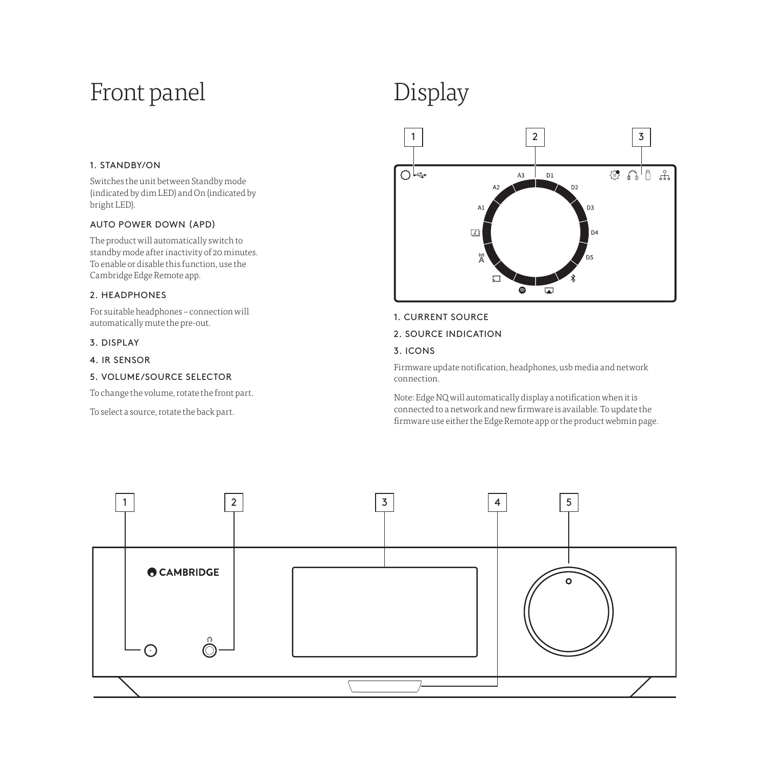# Front panel

### 1. STANDBY/ON

Switches the unit between Standby mode (indicated by dim LED) and On (indicated by bright LED).

### AUTO POWER DOWN (APD)

The product will automatically switch to standby mode after inactivity of 20 minutes. To enable or disable this function, use the Cambridge Edge Remote app.

### 2. HEADPHONES

For suitable headphones – connection will automatically mute the pre-out.

### 3. DISPLAY

### 4. IR SENSOR

### 5. VOLUME/SOURCE SELECTOR

To change the volume, rotate the front part.

To select a source, rotate the back part.

# Display

### 1. CURRENT SOURCE

### 2. SOURCE INDICATION

### 3. ICONS

Firmware update notification, headphones, usb media and network connection.

Note: Edge NQ will automatically display a notification when it is connected to a network and new firmware is available. To update the firmware use either the Edge Remote app or the product webmin page.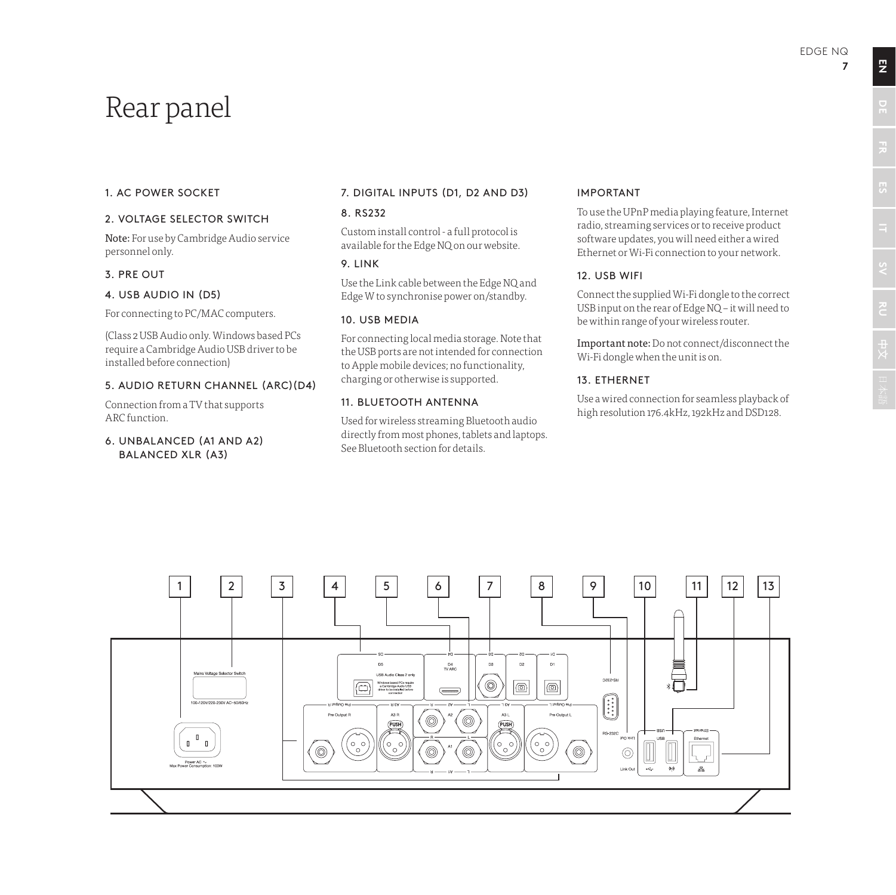# Rear panel

### 1. AC POWER SOCKET

### 2. VOLTAGE SELECTOR SWITCH

**Note:** For use by Cambridge Audio service personnel only.

### 3. PRE OUT

### 4. USB AUDIO IN (D5)

For connecting to PC/MAC computers.

(Class 2 USB Audio only. Windows based PCs require a Cambridge Audio USB driver to be installed before connection)

### 5. AUDIO RETURN CHANNEL (ARC)(D4)

Connection from a TV that supports ARC function.

### 6. UNBALANCED (A1 AND A2) BALANCED XLR (A3)

### 7. DIGITAL INPUTS (D1, D2 AND D3)

### 8. RS232

Custom install control - a full protocol is available for the Edge NQ on our website.

### 9. LINK

Use the Link cable between the Edge NQ and Edge W to synchronise power on/standby.

### 10. USB MEDIA

For connecting local media storage. Note that the USB ports are not intended for connection to Apple mobile devices; no functionality, charging or otherwise is supported.

### 11. BLUETOOTH ANTENNA

Used for wireless streaming Bluetooth audio directly from most phones, tablets and laptops. See Bluetooth section for details.

### IMPORTANT

To use the UPnP media playing feature, Internet radio, streaming services or to receive product software updates, you will need either a wired Ethernet or Wi-Fi connection to your network.

### 12. USB WIFI

Connect the supplied Wi-Fi dongle to the correct USB input on the rear of Edge NQ – it will need to be within range of your wireless router.

**Important note:** Do not connect/disconnect the Wi-Fi dongle when the unit is on.

### 13. ETHERNET

Use a wired connection for seamless playback of high resolution 176.4kHz, 192kHz and DSD128.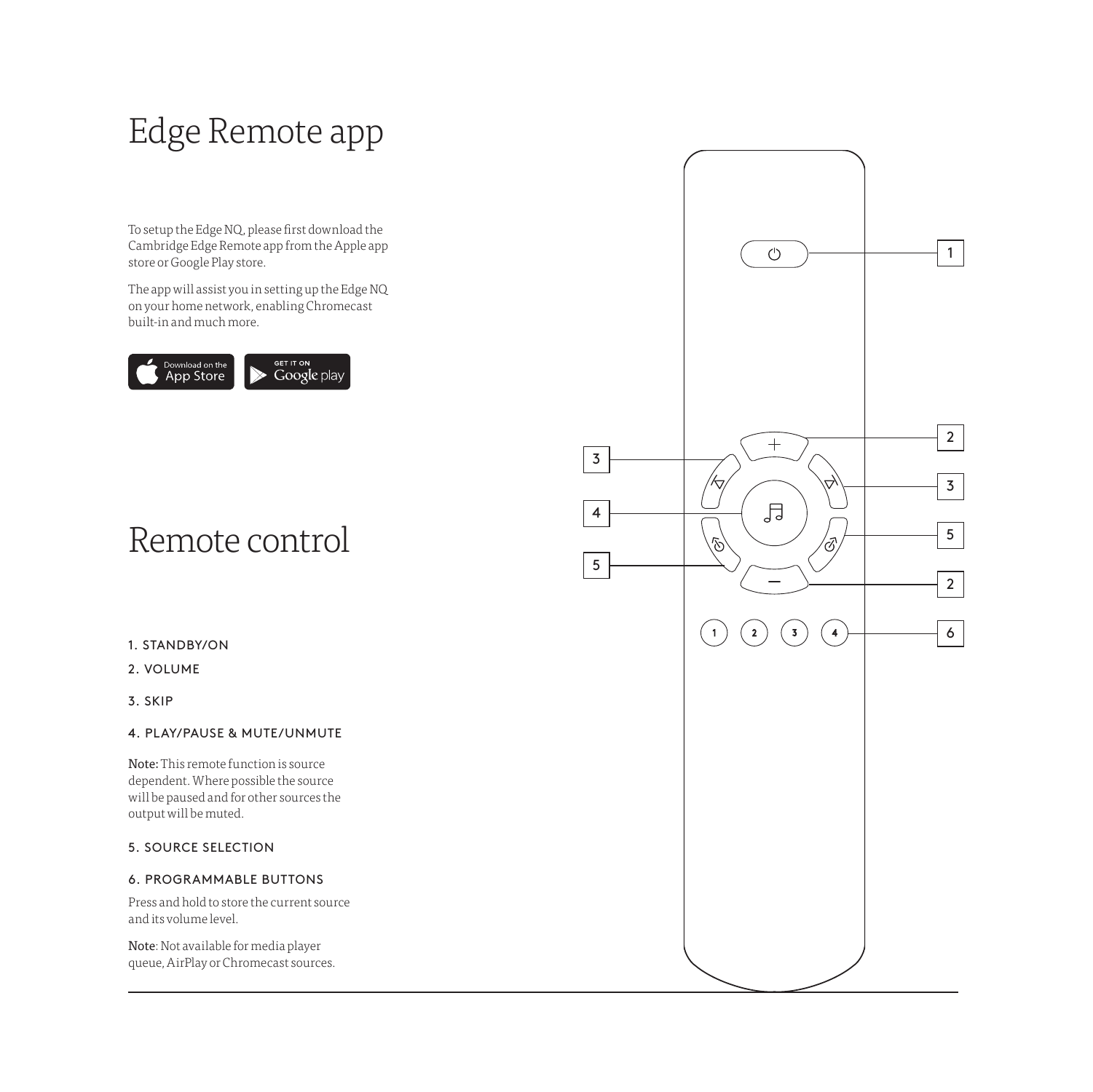# Edge Remote app

To setup the Edge NQ, please first download the Cambridge Edge Remote app from the Apple app store or Google Play store.

The app will assist you in setting up the Edge NQ on your home network, enabling Chromecast built-in and much more.

# Remote control

1. STANDBY/ON
2. VOLUME
3. SKIP
4. PLAY/PAUSE & MUTE/UNMUTE

**Note:** This remote function is source dependent. Where possible the source will be paused and for other sources the output will be muted.

5. SOURCE SELECTION
6. PROGRAMMABLE BUTTONS

Press and hold to store the current source and its volume level.

**Note**: Not available for media player queue, AirPlay or Chromecast sources.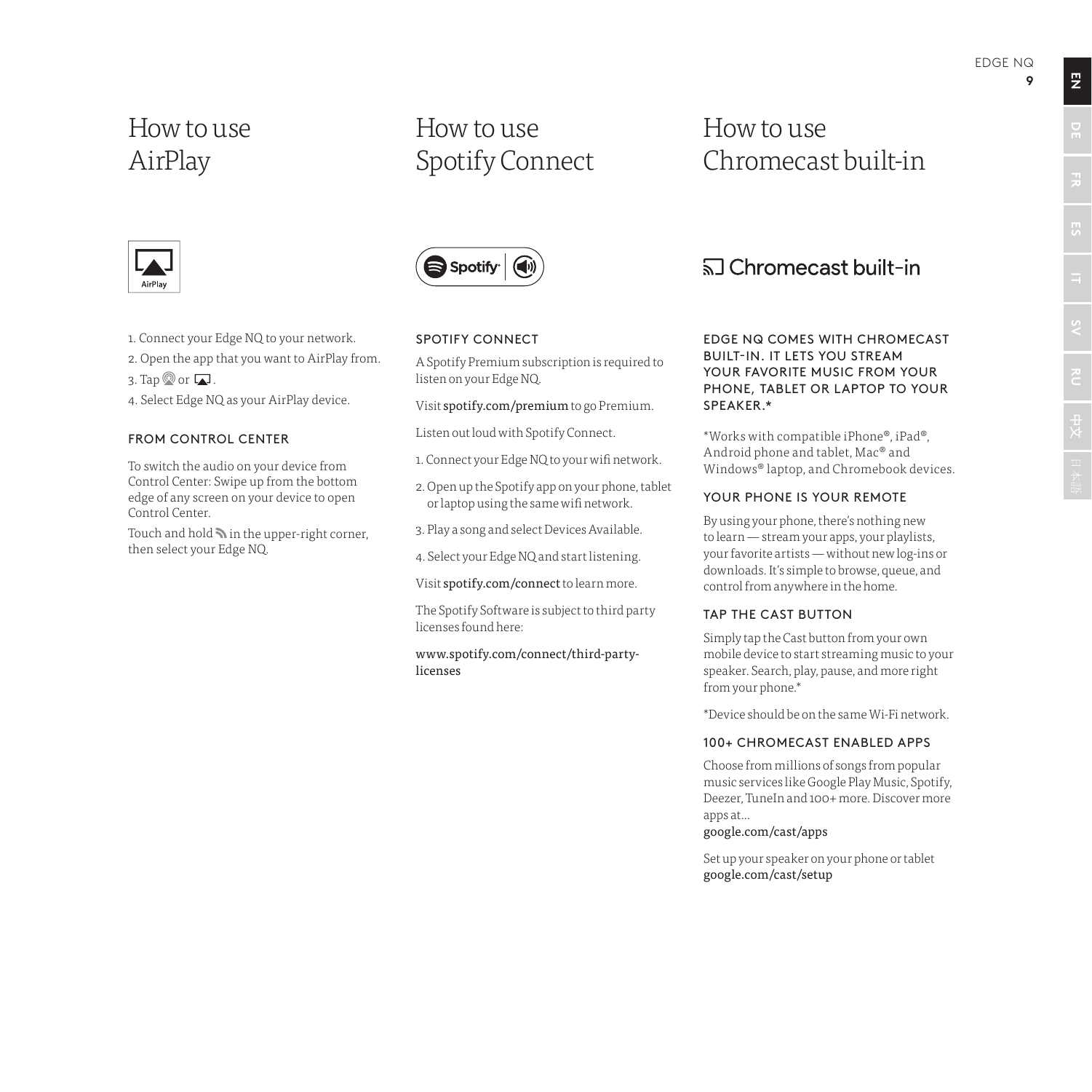# How to use AirPlay

1. Connect your Edge NQ to your network.
2. Open the app that you want to AirPlay from.
3. Tap or .
4. Select Edge NQ as your AirPlay device.

## FROM CONTROL CENTER

To switch the audio on your device from Control Center: Swipe up from the bottom edge of any screen on your device to open Control Center.

Touch and hold in the upper-right corner, then select your Edge NQ.

# How to use Spotify Connect

## SPOTIFY CONNECT

A Spotify Premium subscription is required to listen on your Edge NQ.

Visit **spotify.com/premium** to go Premium.

Listen out loud with Spotify Connect.

1. Connect your Edge NQ to your wifi network.
2. Open up the Spotify app on your phone, tablet or laptop using the same wifi network.
3. Play a song and select Devices Available.
4. Select your Edge NQ and start listening.

Visit **spotify.com/connect** to learn more.

The Spotify Software is subject to third party licenses found here:

www.spotify.com/connect/third-party-licenses

# How to use Chromecast built-in

Chromecast built-in

## EDGE NQ COMES WITH CHROMECAST BUILT-IN. IT LETS YOU STREAM YOUR FAVORITE MUSIC FROM YOUR PHONE, TABLET OR LAPTOP TO YOUR SPEAKER.*

*Works with compatible iPhone®, iPad®, Android phone and tablet, Mac® and Windows® laptop, and Chromebook devices.

## YOUR PHONE IS YOUR REMOTE

By using your phone, there's nothing new to learn — stream your apps, your playlists, your favorite artists — without new log-ins or downloads. It's simple to browse, queue, and control from anywhere in the home.

## TAP THE CAST BUTTON

Simply tap the Cast button from your own mobile device to start streaming music to your speaker. Search, play, pause, and more right from your phone.*

*Device should be on the same Wi-Fi network.

## 100+ CHROMECAST ENABLED APPS

Choose from millions of songs from popular music services like Google Play Music, Spotify, Deezer, TuneIn and 100+ more. Discover more apps at...
google.com/cast/apps

Set up your speaker on your phone or tablet
google.com/cast/setup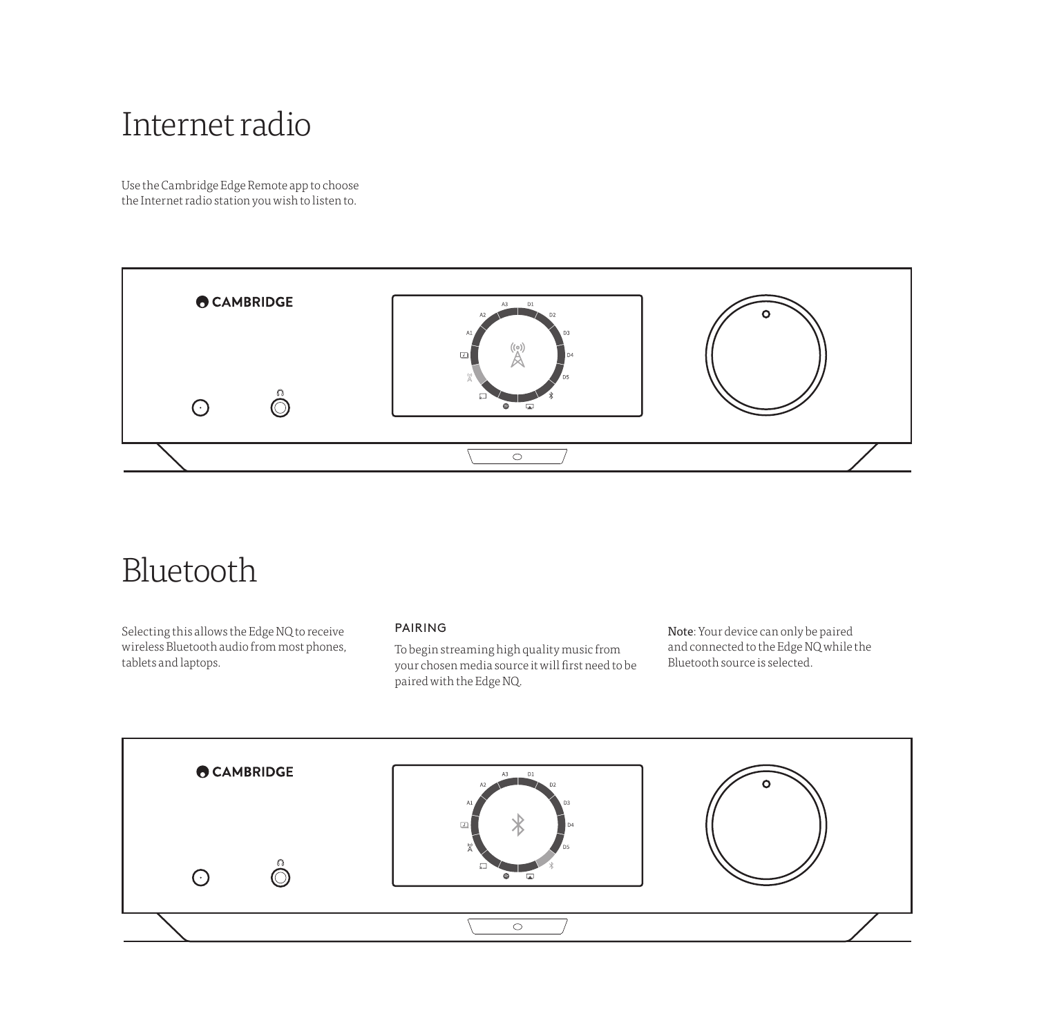# Internet radio

Use the Cambridge Edge Remote app to choose the Internet radio station you wish to listen to.

# Bluetooth

Selecting this allows the Edge NQ to receive wireless Bluetooth audio from most phones, tablets and laptops.

### PAIRING

To begin streaming high quality music from your chosen media source it will first need to be paired with the Edge NQ.

**Note**: Your device can only be paired and connected to the Edge NQ while the Bluetooth source is selected.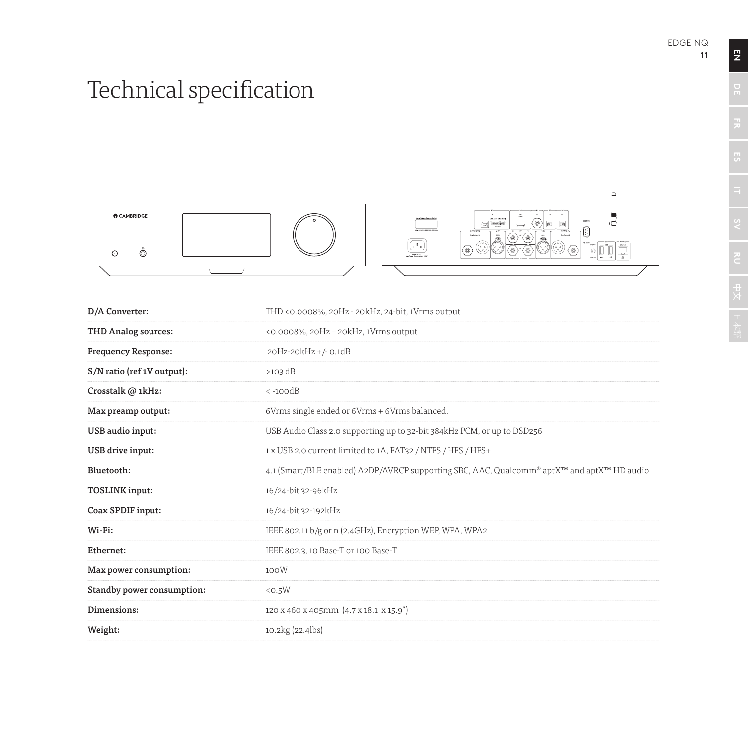# Technical specification

| | |
|---|---|
| **D/A Converter:** | THD <0.0008%, 20Hz - 20kHz, 24-bit, 1Vrms output |
| **THD Analog sources:** | <0.0008%, 20Hz – 20kHz, 1Vrms output |
| **Frequency Response:** | 20Hz-20kHz +/- 0.1dB |
| **S/N ratio (ref 1V output):** | >103 dB |
| **Crosstalk @ 1kHz:** | < -100dB |
| **Max preamp output:** | 6Vrms single ended or 6Vrms + 6Vrms balanced. |
| **USB audio input:** | USB Audio Class 2.0 supporting up to 32-bit 384kHz PCM, or up to DSD256 |
| **USB drive input:** | 1 x USB 2.0 current limited to 1A, FAT32 / NTFS / HFS / HFS+ |
| **Bluetooth:** | 4.1 (Smart/BLE enabled) A2DP/AVRCP supporting SBC, AAC, Qualcomm® aptX™ and aptX™ HD audio |
| **TOSLINK input:** | 16/24-bit 32-96kHz |
| **Coax SPDIF input:** | 16/24-bit 32-192kHz |
| **Wi-Fi:** | IEEE 802.11 b/g or n (2.4GHz), Encryption WEP, WPA, WPA2 |
| **Ethernet:** | IEEE 802.3, 10 Base-T or 100 Base-T |
| **Max power consumption:** | 100W |
| **Standby power consumption:** | <0.5W |
| **Dimensions:** | 120 x 460 x 405mm (4.7 x 18.1 x 15.9") |
| **Weight:** | 10.2kg (22.4lbs) |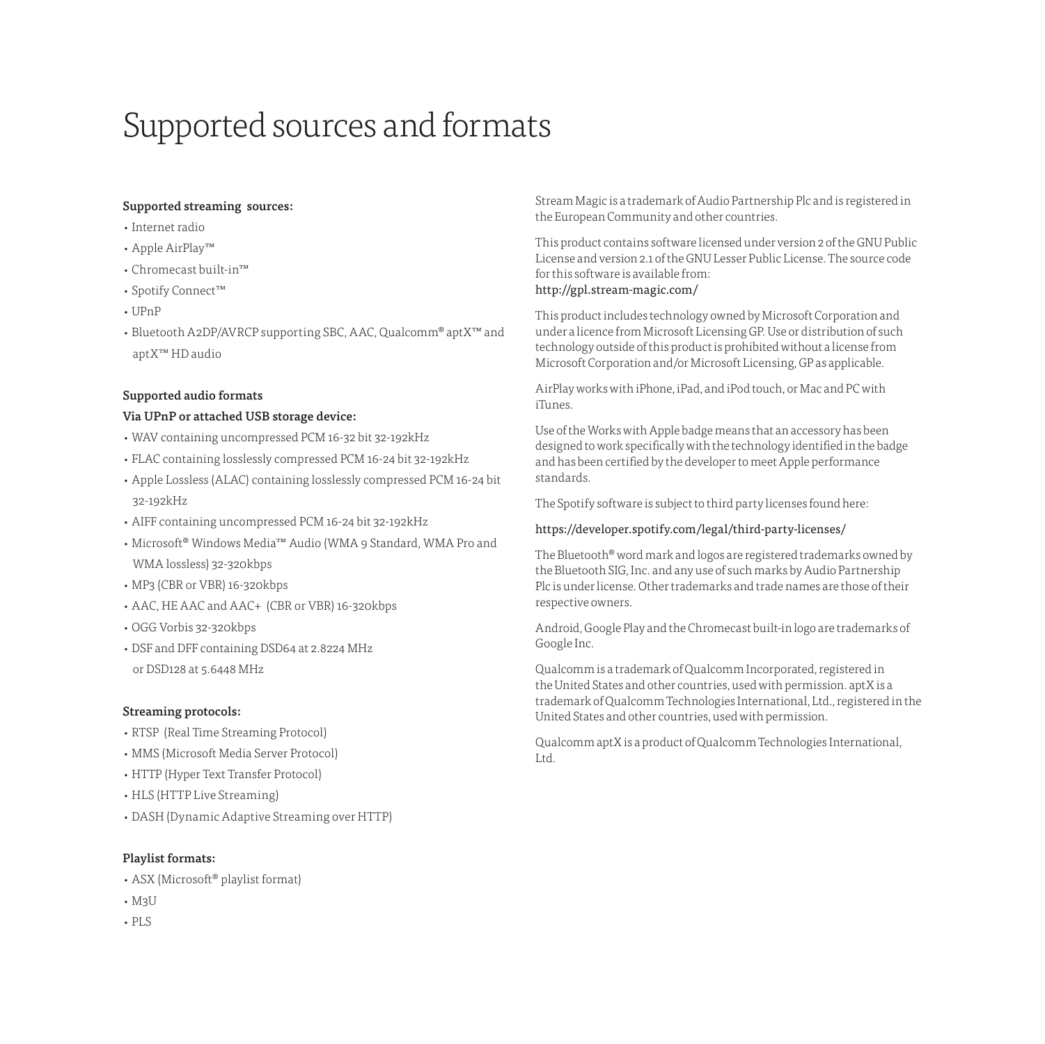# Supported sources and formats

**Supported streaming sources:**

- Internet radio
- Apple AirPlay™
- Chromecast built-in™
- Spotify Connect™
- UPnP
- Bluetooth A2DP/AVRCP supporting SBC, AAC, Qualcomm® aptX™ and aptX™ HD audio

**Supported audio formats**

**Via UPnP or attached USB storage device:**

- WAV containing uncompressed PCM 16-32 bit 32-192kHz
- FLAC containing losslessly compressed PCM 16-24 bit 32-192kHz
- Apple Lossless (ALAC) containing losslessly compressed PCM 16-24 bit 32-192kHz
- AIFF containing uncompressed PCM 16-24 bit 32-192kHz
- Microsoft® Windows Media™ Audio (WMA 9 Standard, WMA Pro and WMA lossless) 32-320kbps
- MP3 (CBR or VBR) 16-320kbps
- AAC, HE AAC and AAC+ (CBR or VBR) 16-320kbps
- OGG Vorbis 32-320kbps
- DSF and DFF containing DSD64 at 2.8224 MHz or DSD128 at 5.6448 MHz

**Streaming protocols:**

- RTSP (Real Time Streaming Protocol)
- MMS (Microsoft Media Server Protocol)
- HTTP (Hyper Text Transfer Protocol)
- HLS (HTTP Live Streaming)
- DASH (Dynamic Adaptive Streaming over HTTP)

**Playlist formats:**

- ASX (Microsoft® playlist format)
- M3U
- PLS

Stream Magic is a trademark of Audio Partnership Plc and is registered in the European Community and other countries.

This product contains software licensed under version 2 of the GNU Public License and version 2.1 of the GNU Lesser Public License. The source code for this software is available from:
http://gpl.stream-magic.com/

This product includes technology owned by Microsoft Corporation and under a licence from Microsoft Licensing GP. Use or distribution of such technology outside of this product is prohibited without a license from Microsoft Corporation and/or Microsoft Licensing, GP as applicable.

AirPlay works with iPhone, iPad, and iPod touch, or Mac and PC with iTunes.

Use of the Works with Apple badge means that an accessory has been designed to work specifically with the technology identified in the badge and has been certified by the developer to meet Apple performance standards.

The Spotify software is subject to third party licenses found here:

https://developer.spotify.com/legal/third-party-licenses/

The Bluetooth® word mark and logos are registered trademarks owned by the Bluetooth SIG, Inc. and any use of such marks by Audio Partnership Plc is under license. Other trademarks and trade names are those of their respective owners.

Android, Google Play and the Chromecast built-in logo are trademarks of Google Inc.

Qualcomm is a trademark of Qualcomm Incorporated, registered in the United States and other countries, used with permission. aptX is a trademark of Qualcomm Technologies International, Ltd., registered in the United States and other countries, used with permission.

Qualcomm aptX is a product of Qualcomm Technologies International, Ltd.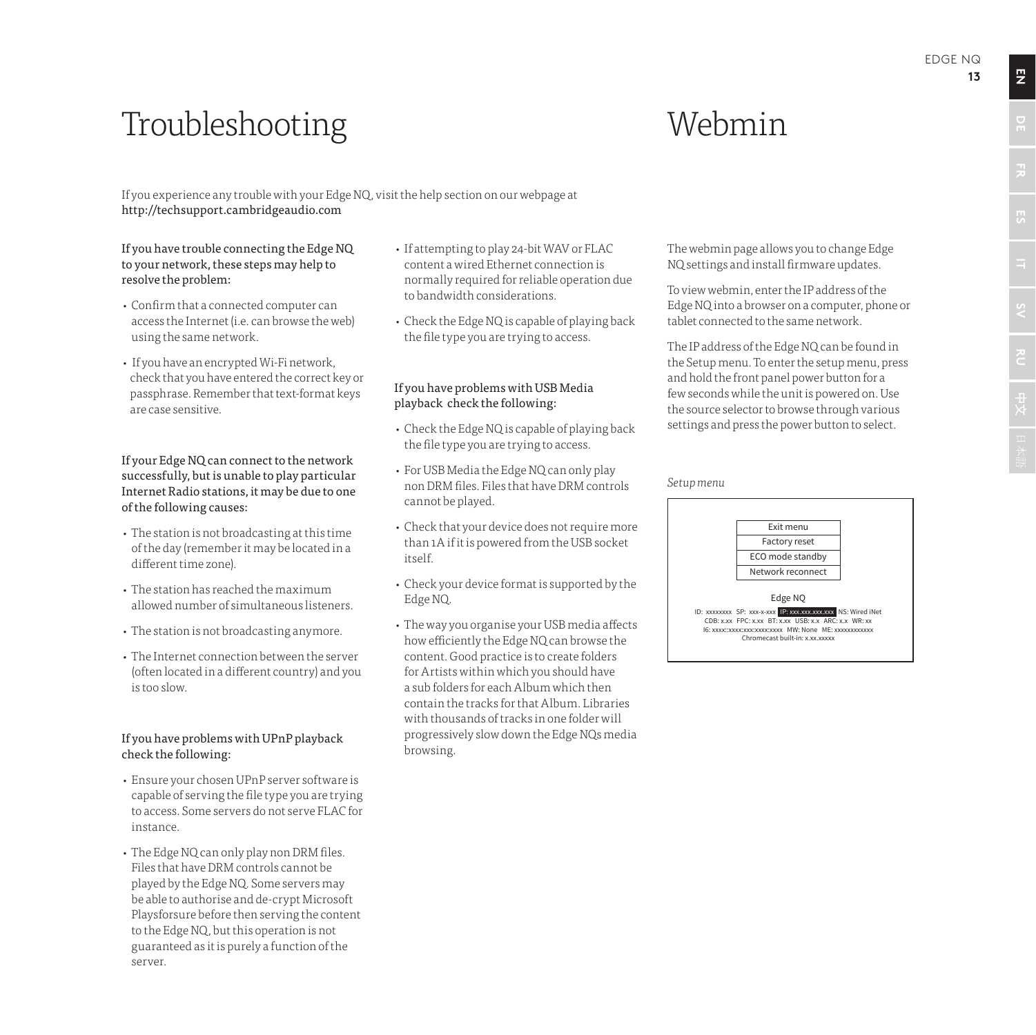# Troubleshooting

If you experience any trouble with your Edge NQ, visit the help section on our webpage at http://techsupport.cambridgeaudio.com

If you have trouble connecting the Edge NQ to your network, these steps may help to resolve the problem:

- Confirm that a connected computer can access the Internet (i.e. can browse the web) using the same network.
- If you have an encrypted Wi-Fi network, check that you have entered the correct key or passphrase. Remember that text-format keys are case sensitive.

If your Edge NQ can connect to the network successfully, but is unable to play particular Internet Radio stations, it may be due to one of the following causes:

- The station is not broadcasting at this time of the day (remember it may be located in a different time zone).
- The station has reached the maximum allowed number of simultaneous listeners.
- The station is not broadcasting anymore.
- The Internet connection between the server (often located in a different country) and you is too slow.

If you have problems with UPnP playback check the following:

- Ensure your chosen UPnP server software is capable of serving the file type you are trying to access. Some servers do not serve FLAC for instance.
- The Edge NQ can only play non DRM files. Files that have DRM controls cannot be played by the Edge NQ. Some servers may be able to authorise and de-crypt Microsoft Playsforsure before then serving the content to the Edge NQ, but this operation is not guaranteed as it is purely a function of the server.
- If attempting to play 24-bit WAV or FLAC content a wired Ethernet connection is normally required for reliable operation due to bandwidth considerations.
- Check the Edge NQ is capable of playing back the file type you are trying to access.

If you have problems with USB Media playback check the following:

- Check the Edge NQ is capable of playing back the file type you are trying to access.
- For USB Media the Edge NQ can only play non DRM files. Files that have DRM controls cannot be played.
- Check that your device does not require more than 1A if it is powered from the USB socket itself.
- Check your device format is supported by the Edge NQ.
- The way you organise your USB media affects how efficiently the Edge NQ can browse the content. Good practice is to create folders for Artists within which you should have a sub folders for each Album which then contain the tracks for that Album. Libraries with thousands of tracks in one folder will progressively slow down the Edge NQs media browsing.

# Webmin

The webmin page allows you to change Edge NQ settings and install firmware updates.

To view webmin, enter the IP address of the Edge NQ into a browser on a computer, phone or tablet connected to the same network.

The IP address of the Edge NQ can be found in the Setup menu. To enter the setup menu, press and hold the front panel power button for a few seconds while the unit is powered on. Use the source selector to browse through various settings and press the power button to select.

*Setup menu*

| Exit menu |
| --- |
| Factory reset |
| ECO mode standby |
| Network reconnect |

Edge NQ

ID: xxxxxxxx SP: xxx-x-xxx IP: xxx.xxx.xxx.xxx NS: Wired iNet
CDB: x.xx FPC: x.xx BT: x.xx USB: x.x ARC: x.x WR: xx
I6: xxxx::xxxx:xxx:xxxx:xxxx MW: None ME: xxxxxxxxxxxx
Chromecast built-in: x.xx.xxxxx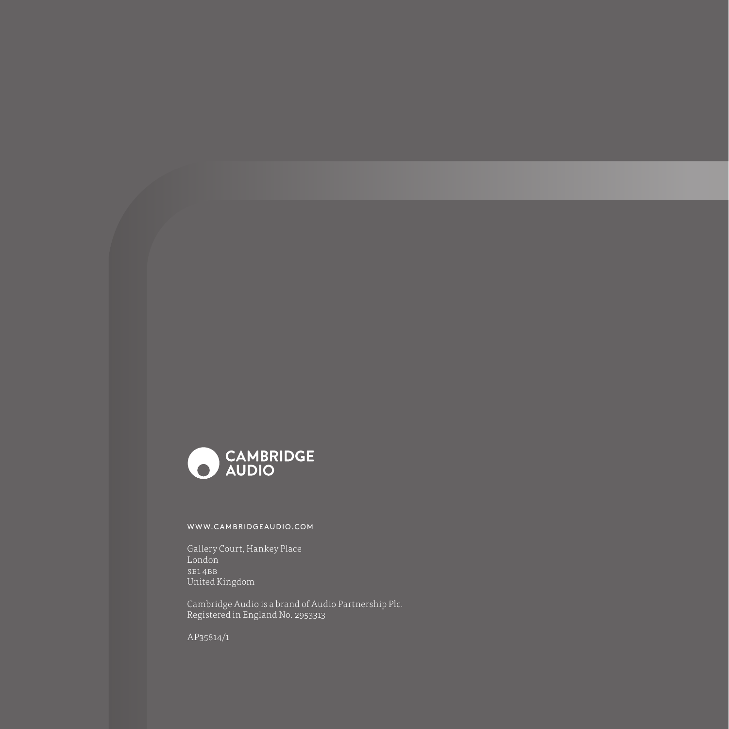CAMBRIDGE AUDIO

WWW.CAMBRIDGEAUDIO.COM

Gallery Court, Hankey Place
London
SE1 4BB
United Kingdom

Cambridge Audio is a brand of Audio Partnership Plc.
Registered in England No. 2953313

AP35814/1